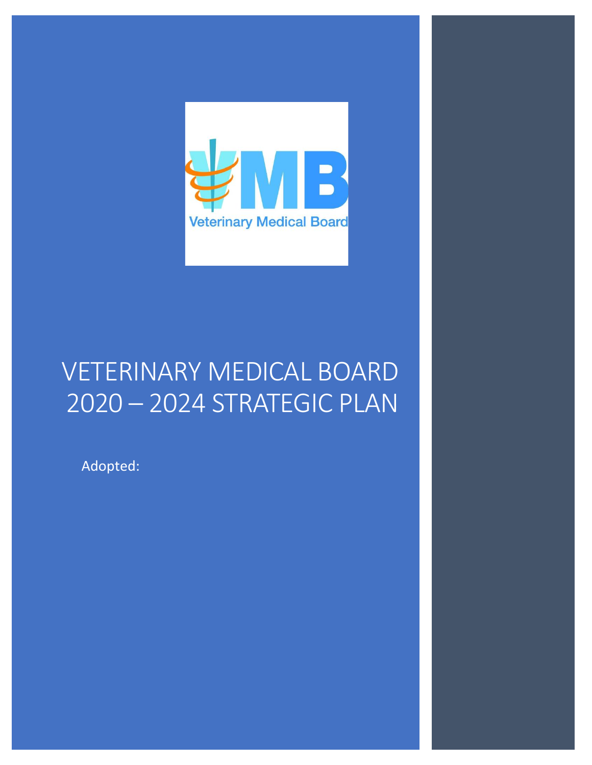VMB
Veterinary Medical Board

# VETERINARY MEDICAL BOARD 2020 – 2024 STRATEGIC PLAN

Adopted: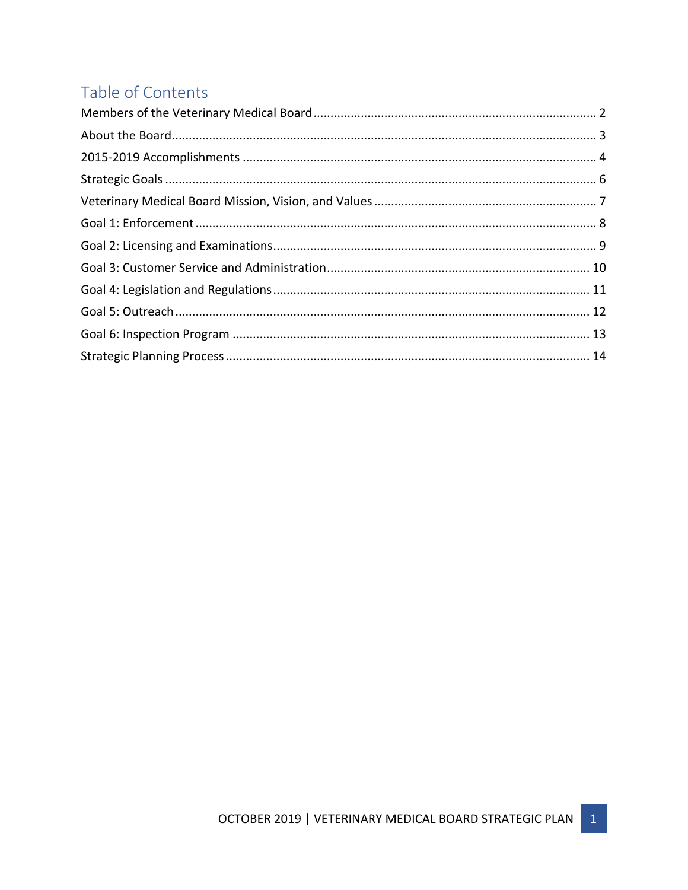# Table of Contents

Members of the Veterinary Medical Board .................................................. 2

About the Board.......................................................................................... 3

2015-2019 Accomplishments ...................................................................... 4

Strategic Goals ............................................................................................. 6

Veterinary Medical Board Mission, Vision, and Values ................................ 7

Goal 1: Enforcement .................................................................................... 8

Goal 2: Licensing and Examinations ............................................................. 9

Goal 3: Customer Service and Administration ............................................ 10

Goal 4: Legislation and Regulations ............................................................ 11

Goal 5: Outreach ......................................................................................... 12

Goal 6: Inspection Program ........................................................................ 13

Strategic Planning Process .......................................................................... 14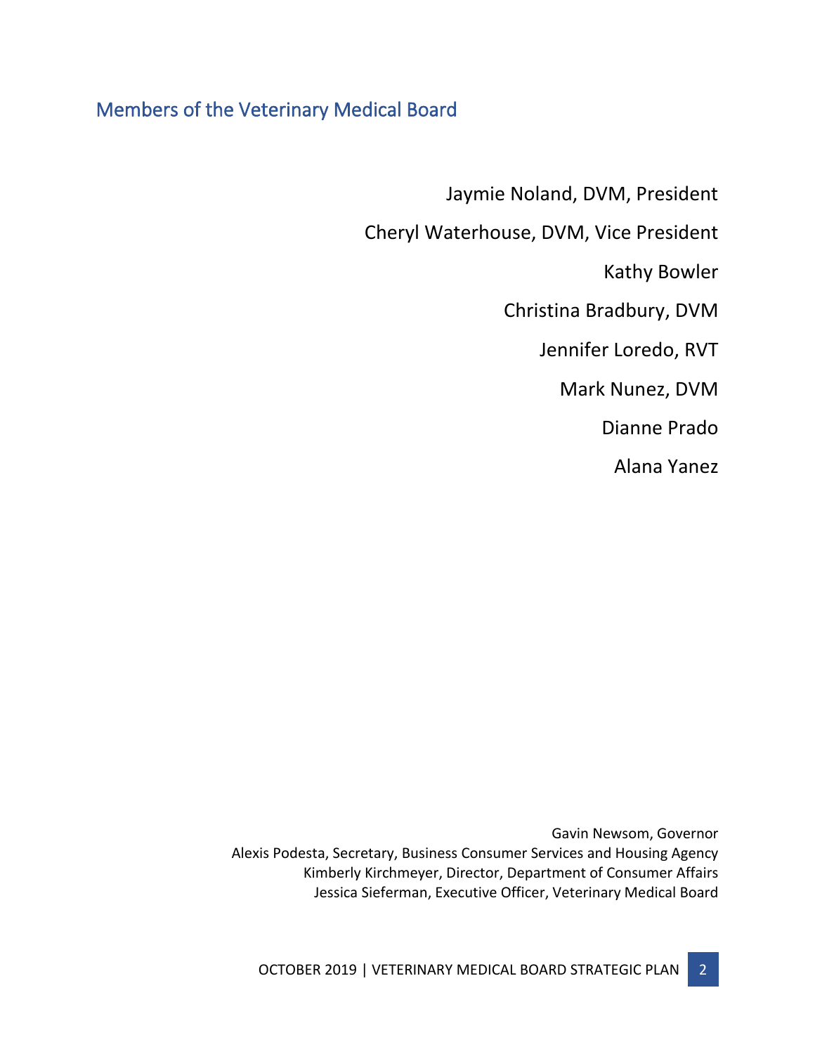## Members of the Veterinary Medical Board

Jaymie Noland, DVM, President

Cheryl Waterhouse, DVM, Vice President

Kathy Bowler

Christina Bradbury, DVM

Jennifer Loredo, RVT

Mark Nunez, DVM

Dianne Prado

Alana Yanez

Gavin Newsom, Governor

Alexis Podesta, Secretary, Business Consumer Services and Housing Agency

Kimberly Kirchmeyer, Director, Department of Consumer Affairs

Jessica Sieferman, Executive Officer, Veterinary Medical Board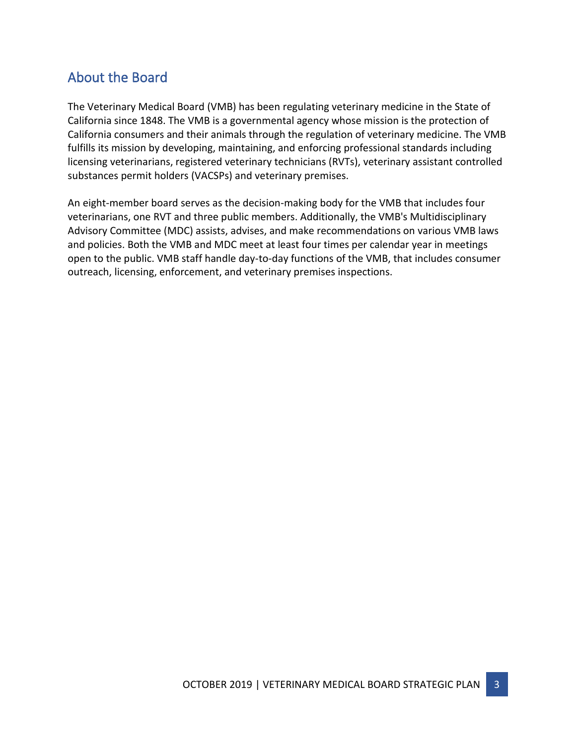## About the Board

The Veterinary Medical Board (VMB) has been regulating veterinary medicine in the State of California since 1848. The VMB is a governmental agency whose mission is the protection of California consumers and their animals through the regulation of veterinary medicine. The VMB fulfills its mission by developing, maintaining, and enforcing professional standards including licensing veterinarians, registered veterinary technicians (RVTs), veterinary assistant controlled substances permit holders (VACSPs) and veterinary premises.

An eight-member board serves as the decision-making body for the VMB that includes four veterinarians, one RVT and three public members. Additionally, the VMB's Multidisciplinary Advisory Committee (MDC) assists, advises, and make recommendations on various VMB laws and policies. Both the VMB and MDC meet at least four times per calendar year in meetings open to the public. VMB staff handle day-to-day functions of the VMB, that includes consumer outreach, licensing, enforcement, and veterinary premises inspections.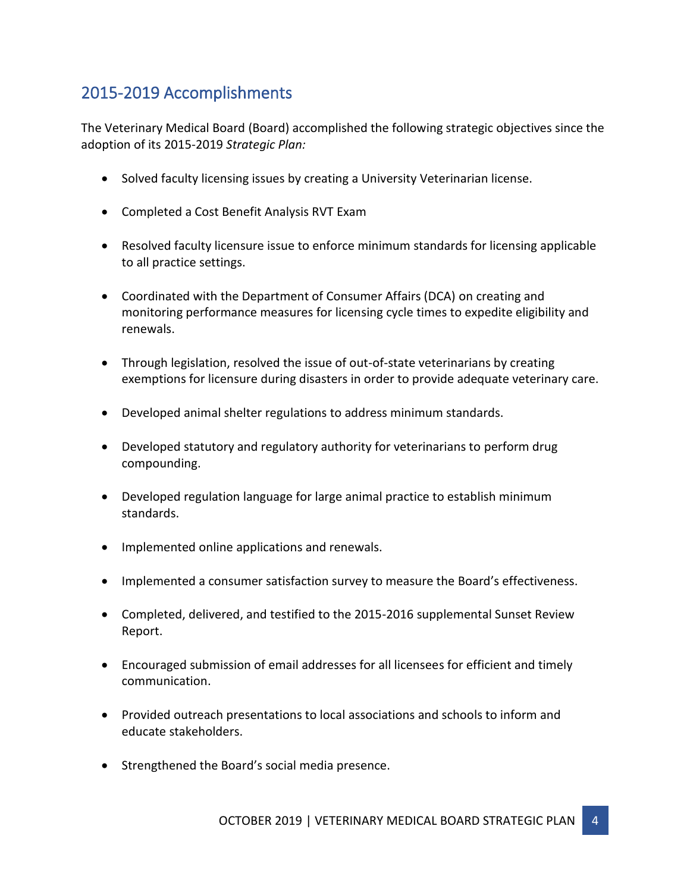## 2015-2019 Accomplishments

The Veterinary Medical Board (Board) accomplished the following strategic objectives since the adoption of its 2015-2019 *Strategic Plan:*

- Solved faculty licensing issues by creating a University Veterinarian license.
- Completed a Cost Benefit Analysis RVT Exam
- Resolved faculty licensure issue to enforce minimum standards for licensing applicable to all practice settings.
- Coordinated with the Department of Consumer Affairs (DCA) on creating and monitoring performance measures for licensing cycle times to expedite eligibility and renewals.
- Through legislation, resolved the issue of out-of-state veterinarians by creating exemptions for licensure during disasters in order to provide adequate veterinary care.
- Developed animal shelter regulations to address minimum standards.
- Developed statutory and regulatory authority for veterinarians to perform drug compounding.
- Developed regulation language for large animal practice to establish minimum standards.
- Implemented online applications and renewals.
- Implemented a consumer satisfaction survey to measure the Board's effectiveness.
- Completed, delivered, and testified to the 2015-2016 supplemental Sunset Review Report.
- Encouraged submission of email addresses for all licensees for efficient and timely communication.
- Provided outreach presentations to local associations and schools to inform and educate stakeholders.
- Strengthened the Board's social media presence.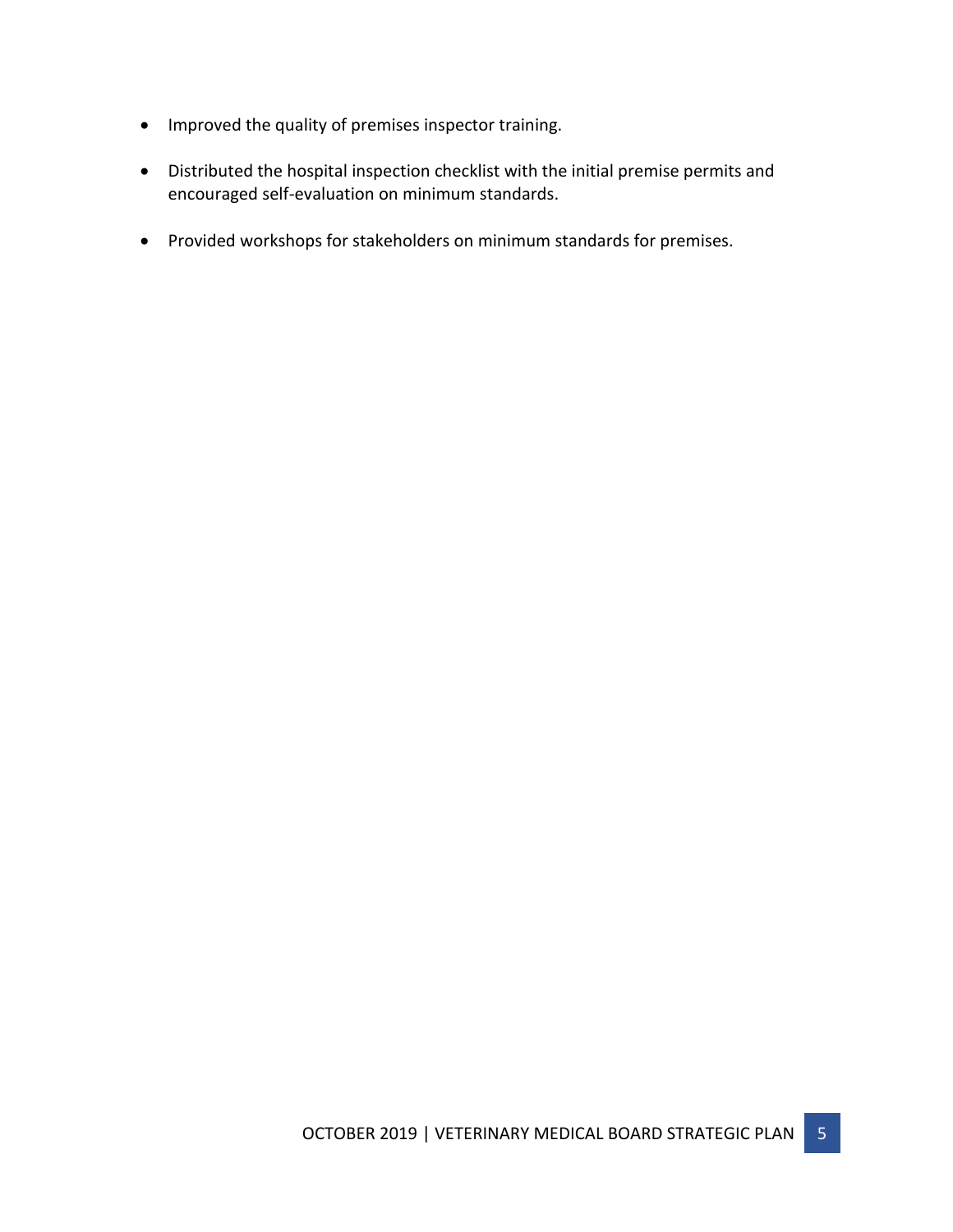- Improved the quality of premises inspector training.
- Distributed the hospital inspection checklist with the initial premise permits and encouraged self-evaluation on minimum standards.
- Provided workshops for stakeholders on minimum standards for premises.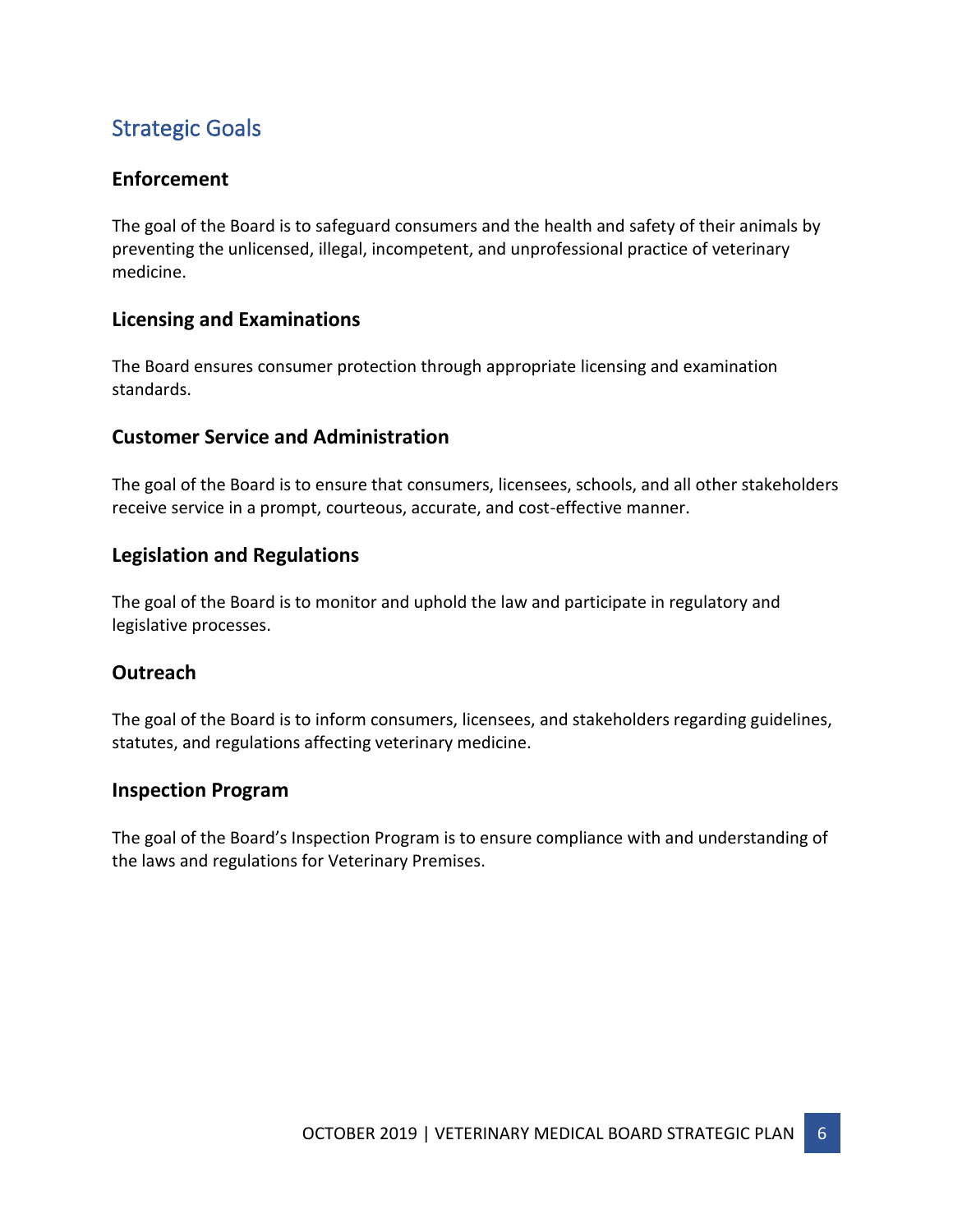## Strategic Goals

### Enforcement

The goal of the Board is to safeguard consumers and the health and safety of their animals by preventing the unlicensed, illegal, incompetent, and unprofessional practice of veterinary medicine.

### Licensing and Examinations

The Board ensures consumer protection through appropriate licensing and examination standards.

### Customer Service and Administration

The goal of the Board is to ensure that consumers, licensees, schools, and all other stakeholders receive service in a prompt, courteous, accurate, and cost-effective manner.

### Legislation and Regulations

The goal of the Board is to monitor and uphold the law and participate in regulatory and legislative processes.

### Outreach

The goal of the Board is to inform consumers, licensees, and stakeholders regarding guidelines, statutes, and regulations affecting veterinary medicine.

### Inspection Program

The goal of the Board's Inspection Program is to ensure compliance with and understanding of the laws and regulations for Veterinary Premises.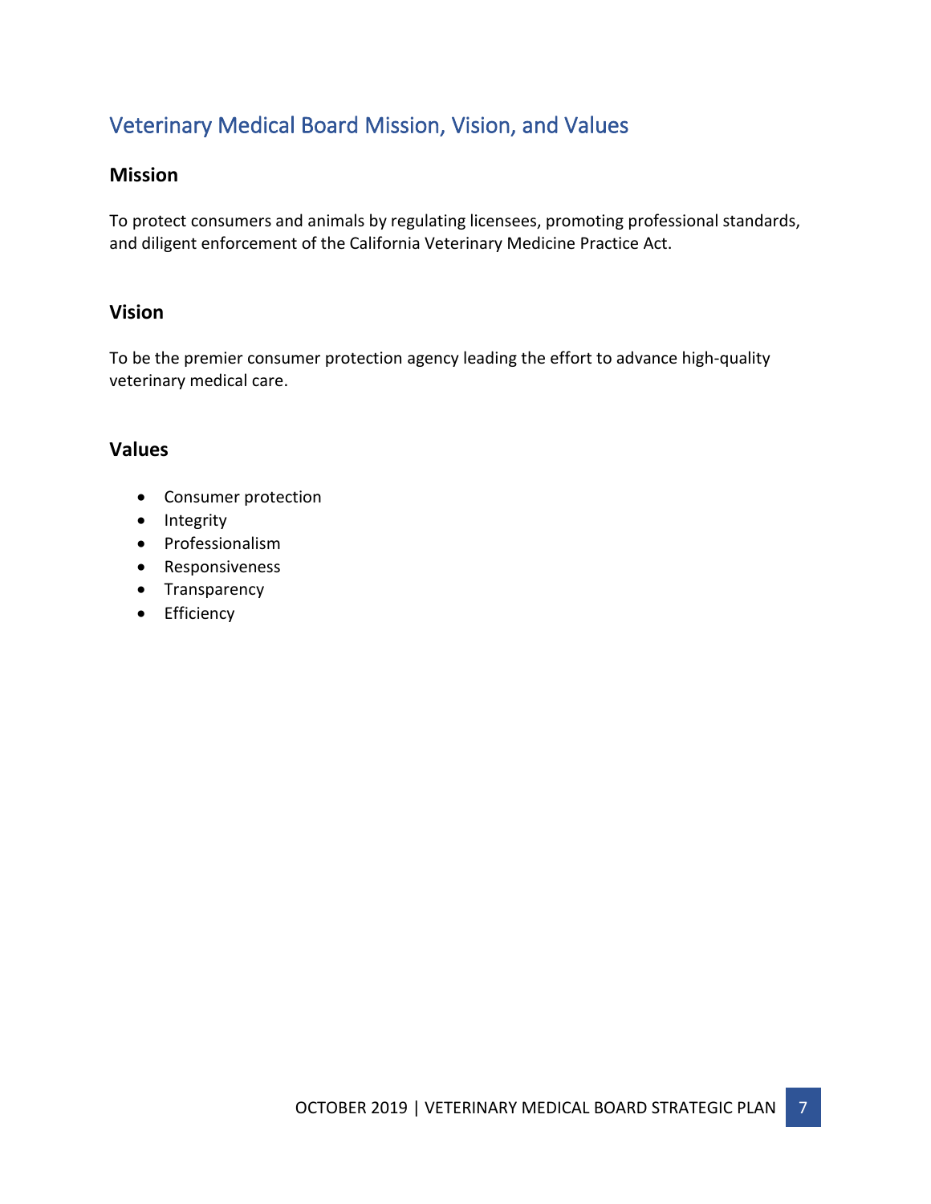## Veterinary Medical Board Mission, Vision, and Values

### Mission

To protect consumers and animals by regulating licensees, promoting professional standards, and diligent enforcement of the California Veterinary Medicine Practice Act.

### Vision

To be the premier consumer protection agency leading the effort to advance high-quality veterinary medical care.

### Values

- Consumer protection
- Integrity
- Professionalism
- Responsiveness
- Transparency
- Efficiency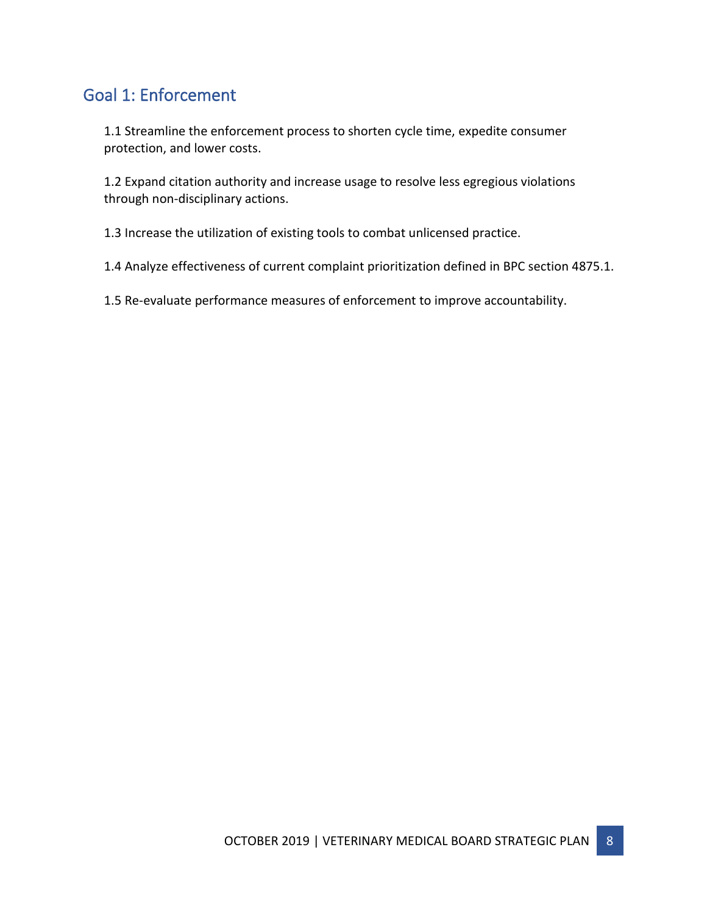## Goal 1: Enforcement

1.1 Streamline the enforcement process to shorten cycle time, expedite consumer protection, and lower costs.

1.2 Expand citation authority and increase usage to resolve less egregious violations through non-disciplinary actions.

1.3 Increase the utilization of existing tools to combat unlicensed practice.

1.4 Analyze effectiveness of current complaint prioritization defined in BPC section 4875.1.

1.5 Re-evaluate performance measures of enforcement to improve accountability.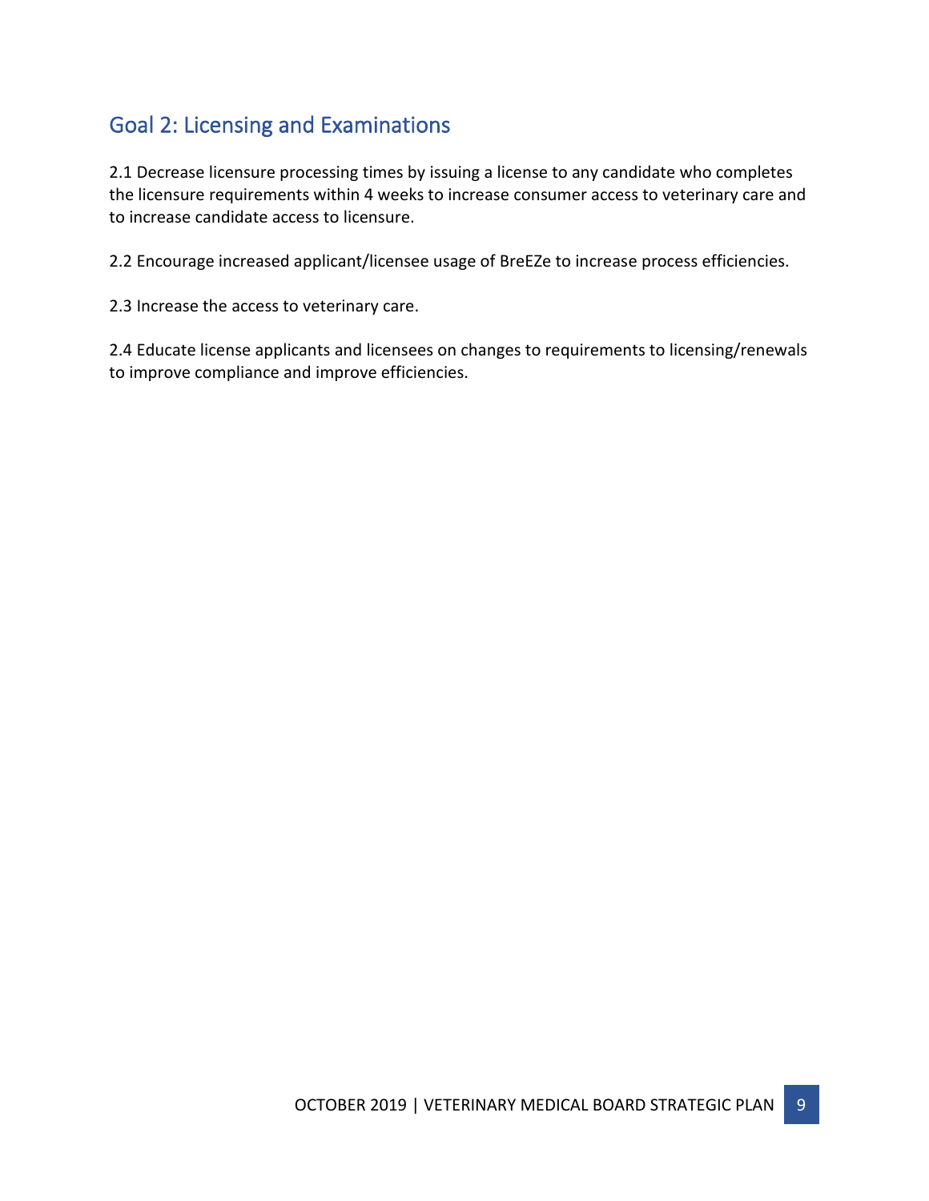## Goal 2: Licensing and Examinations

2.1 Decrease licensure processing times by issuing a license to any candidate who completes the licensure requirements within 4 weeks to increase consumer access to veterinary care and to increase candidate access to licensure.

2.2 Encourage increased applicant/licensee usage of BreEZe to increase process efficiencies.

2.3 Increase the access to veterinary care.

2.4 Educate license applicants and licensees on changes to requirements to licensing/renewals to improve compliance and improve efficiencies.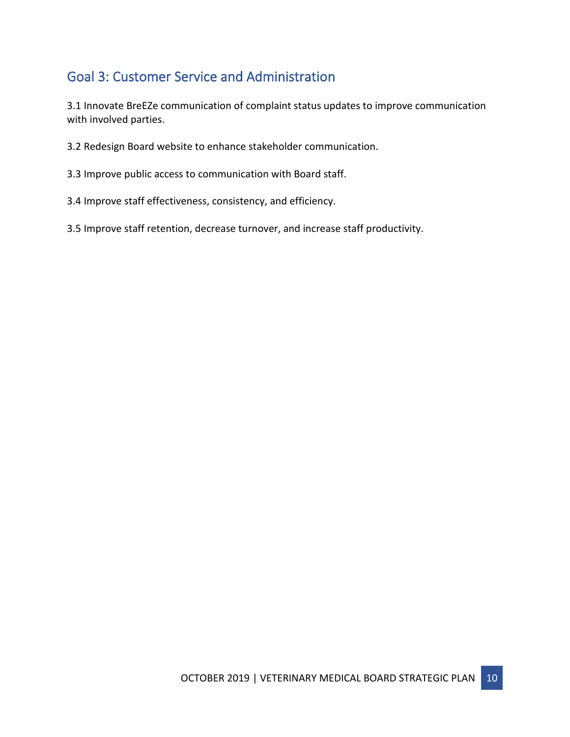## Goal 3: Customer Service and Administration

3.1 Innovate BreEZe communication of complaint status updates to improve communication with involved parties.

3.2 Redesign Board website to enhance stakeholder communication.

3.3 Improve public access to communication with Board staff.

3.4 Improve staff effectiveness, consistency, and efficiency.

3.5 Improve staff retention, decrease turnover, and increase staff productivity.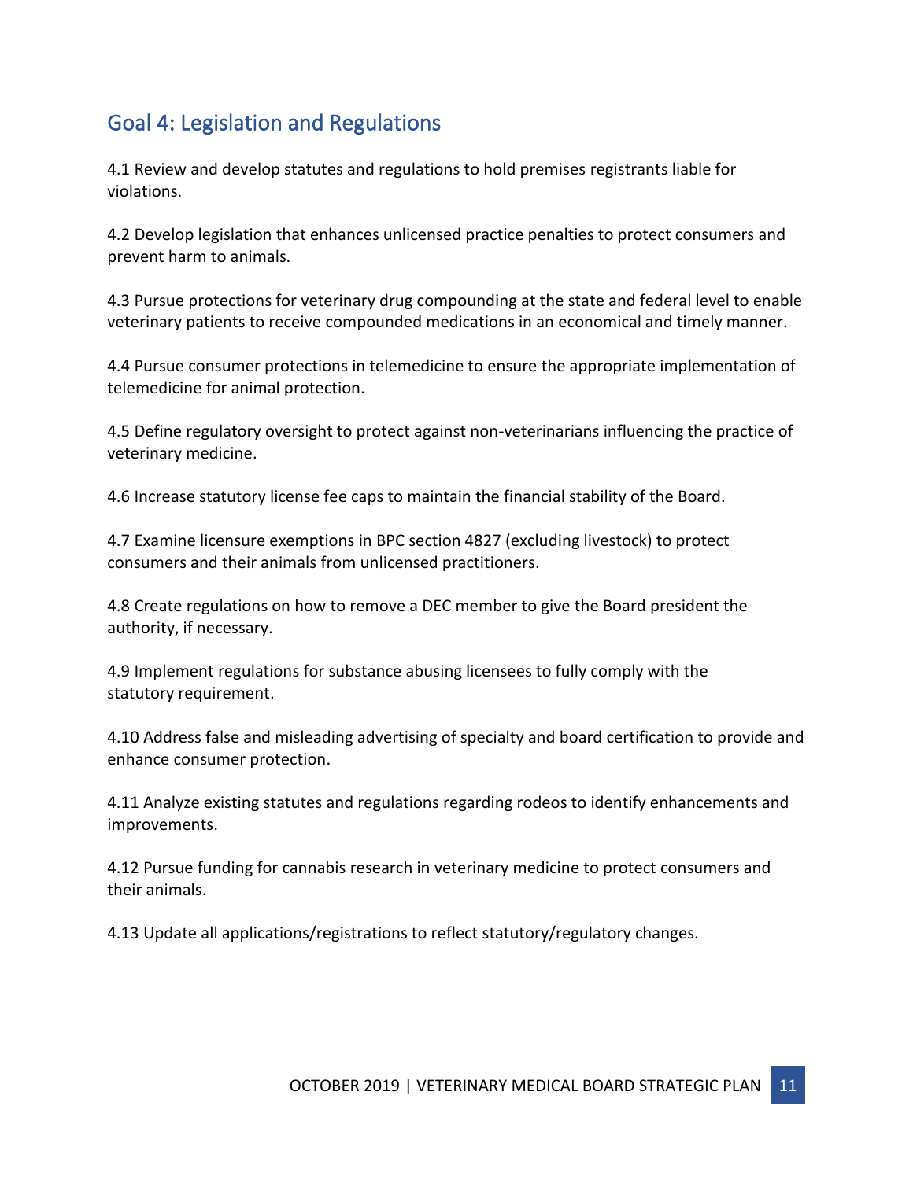## Goal 4: Legislation and Regulations

4.1 Review and develop statutes and regulations to hold premises registrants liable for violations.

4.2 Develop legislation that enhances unlicensed practice penalties to protect consumers and prevent harm to animals.

4.3 Pursue protections for veterinary drug compounding at the state and federal level to enable veterinary patients to receive compounded medications in an economical and timely manner.

4.4 Pursue consumer protections in telemedicine to ensure the appropriate implementation of telemedicine for animal protection.

4.5 Define regulatory oversight to protect against non-veterinarians influencing the practice of veterinary medicine.

4.6 Increase statutory license fee caps to maintain the financial stability of the Board.

4.7 Examine licensure exemptions in BPC section 4827 (excluding livestock) to protect consumers and their animals from unlicensed practitioners.

4.8 Create regulations on how to remove a DEC member to give the Board president the authority, if necessary.

4.9 Implement regulations for substance abusing licensees to fully comply with the statutory requirement.

4.10 Address false and misleading advertising of specialty and board certification to provide and enhance consumer protection.

4.11 Analyze existing statutes and regulations regarding rodeos to identify enhancements and improvements.

4.12 Pursue funding for cannabis research in veterinary medicine to protect consumers and their animals.

4.13 Update all applications/registrations to reflect statutory/regulatory changes.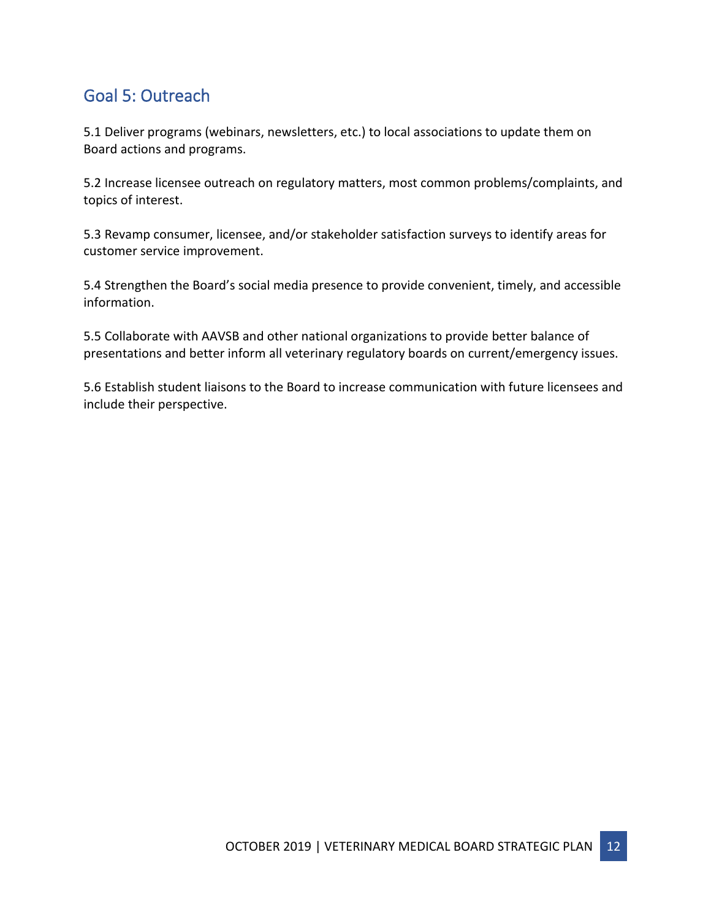## Goal 5: Outreach

5.1 Deliver programs (webinars, newsletters, etc.) to local associations to update them on Board actions and programs.

5.2 Increase licensee outreach on regulatory matters, most common problems/complaints, and topics of interest.

5.3 Revamp consumer, licensee, and/or stakeholder satisfaction surveys to identify areas for customer service improvement.

5.4 Strengthen the Board's social media presence to provide convenient, timely, and accessible information.

5.5 Collaborate with AAVSB and other national organizations to provide better balance of presentations and better inform all veterinary regulatory boards on current/emergency issues.

5.6 Establish student liaisons to the Board to increase communication with future licensees and include their perspective.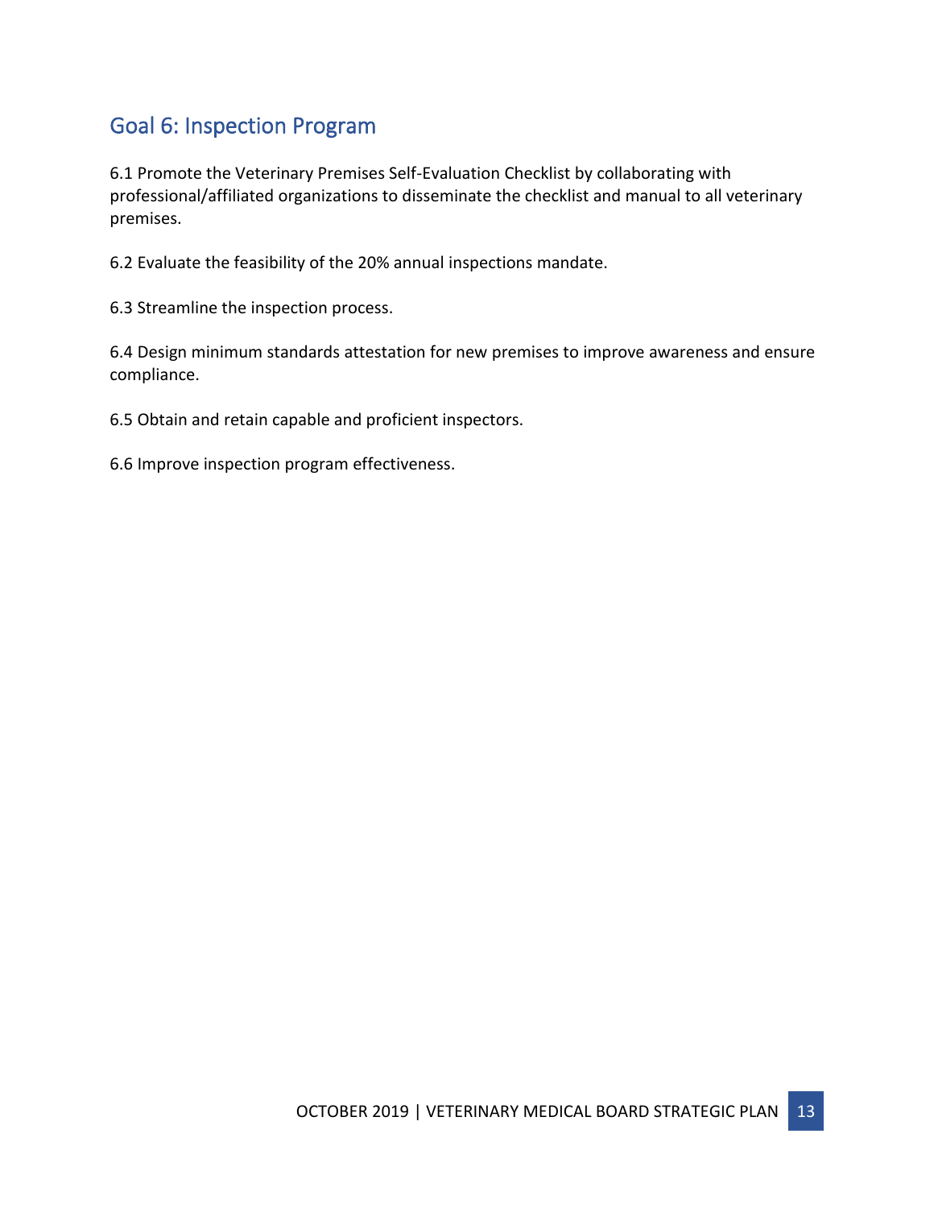## Goal 6: Inspection Program

6.1 Promote the Veterinary Premises Self-Evaluation Checklist by collaborating with professional/affiliated organizations to disseminate the checklist and manual to all veterinary premises.

6.2 Evaluate the feasibility of the 20% annual inspections mandate.

6.3 Streamline the inspection process.

6.4 Design minimum standards attestation for new premises to improve awareness and ensure compliance.

6.5 Obtain and retain capable and proficient inspectors.

6.6 Improve inspection program effectiveness.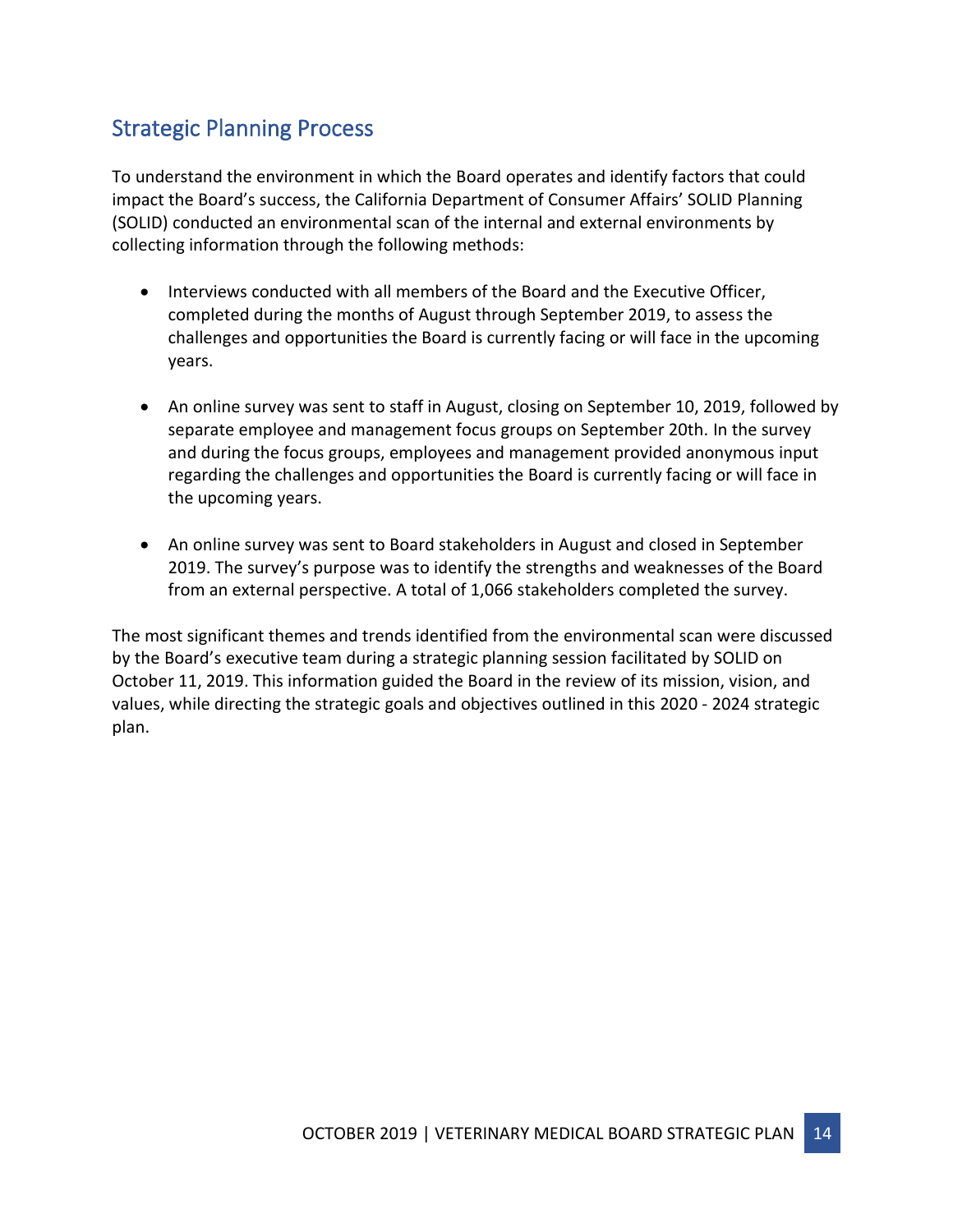## Strategic Planning Process

To understand the environment in which the Board operates and identify factors that could impact the Board's success, the California Department of Consumer Affairs' SOLID Planning (SOLID) conducted an environmental scan of the internal and external environments by collecting information through the following methods:

- Interviews conducted with all members of the Board and the Executive Officer, completed during the months of August through September 2019, to assess the challenges and opportunities the Board is currently facing or will face in the upcoming years.

- An online survey was sent to staff in August, closing on September 10, 2019, followed by separate employee and management focus groups on September 20th. In the survey and during the focus groups, employees and management provided anonymous input regarding the challenges and opportunities the Board is currently facing or will face in the upcoming years.

- An online survey was sent to Board stakeholders in August and closed in September 2019. The survey's purpose was to identify the strengths and weaknesses of the Board from an external perspective. A total of 1,066 stakeholders completed the survey.

The most significant themes and trends identified from the environmental scan were discussed by the Board's executive team during a strategic planning session facilitated by SOLID on October 11, 2019. This information guided the Board in the review of its mission, vision, and values, while directing the strategic goals and objectives outlined in this 2020 - 2024 strategic plan.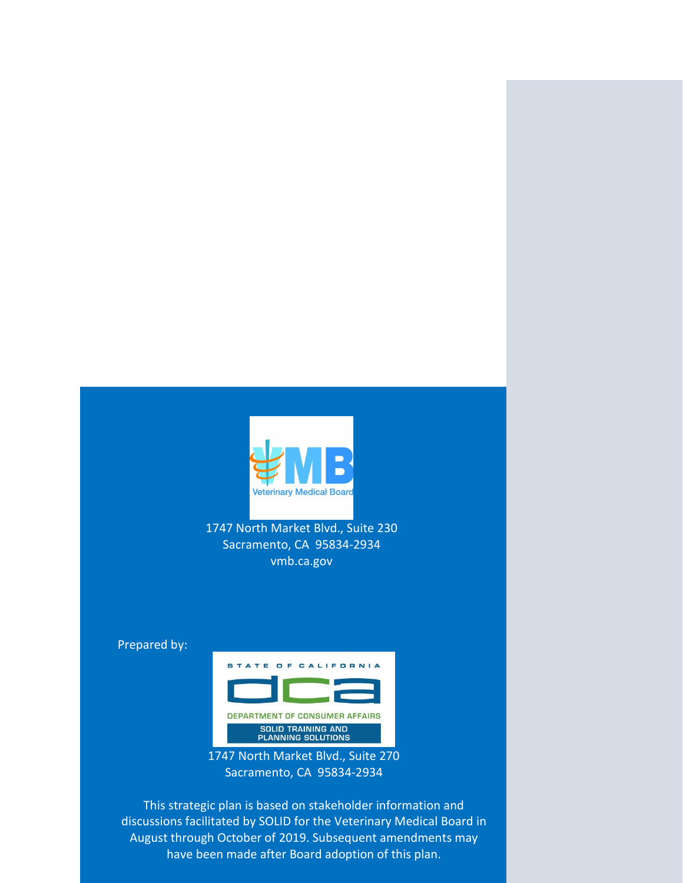VMB

Veterinary Medical Board

1747 North Market Blvd., Suite 230
Sacramento, CA 95834-2934
vmb.ca.gov

Prepared by:

STATE OF CALIFORNIA

DEPARTMENT OF CONSUMER AFFAIRS

SOLID TRAINING AND PLANNING SOLUTIONS

1747 North Market Blvd., Suite 270
Sacramento, CA 95834-2934

This strategic plan is based on stakeholder information and discussions facilitated by SOLID for the Veterinary Medical Board in August through October of 2019. Subsequent amendments may have been made after Board adoption of this plan.